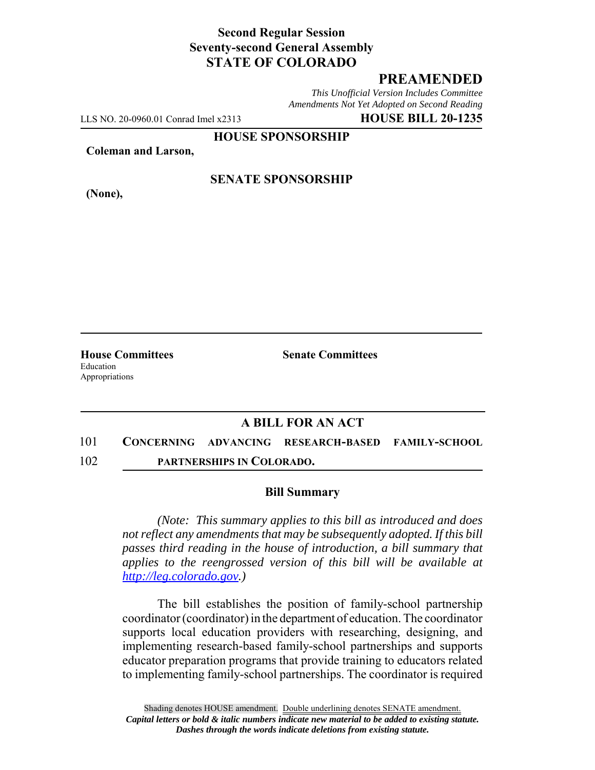**Second Regular Session**
**Seventy-second General Assembly**
**STATE OF COLORADO**

## PREAMENDED

*This Unofficial Version Includes Committee Amendments Not Yet Adopted on Second Reading*

LLS NO. 20-0960.01 Conrad Imel x2313 **HOUSE BILL 20-1235**

**HOUSE SPONSORSHIP**

**Coleman and Larson,**

**SENATE SPONSORSHIP**

**(None),**

**House Committees**
Education
Appropriations

**Senate Committees**

## A BILL FOR AN ACT

101 **CONCERNING ADVANCING RESEARCH-BASED FAMILY-SCHOOL**
102 **PARTNERSHIPS IN COLORADO.**

### Bill Summary

*(Note: This summary applies to this bill as introduced and does not reflect any amendments that may be subsequently adopted. If this bill passes third reading in the house of introduction, a bill summary that applies to the reengrossed version of this bill will be available at http://leg.colorado.gov.)*

The bill establishes the position of family-school partnership coordinator (coordinator) in the department of education. The coordinator supports local education providers with researching, designing, and implementing research-based family-school partnerships and supports educator preparation programs that provide training to educators related to implementing family-school partnerships. The coordinator is required

Shading denotes HOUSE amendment. Double underlining denotes SENATE amendment.
*Capital letters or bold & italic numbers indicate new material to be added to existing statute.*
*Dashes through the words indicate deletions from existing statute.*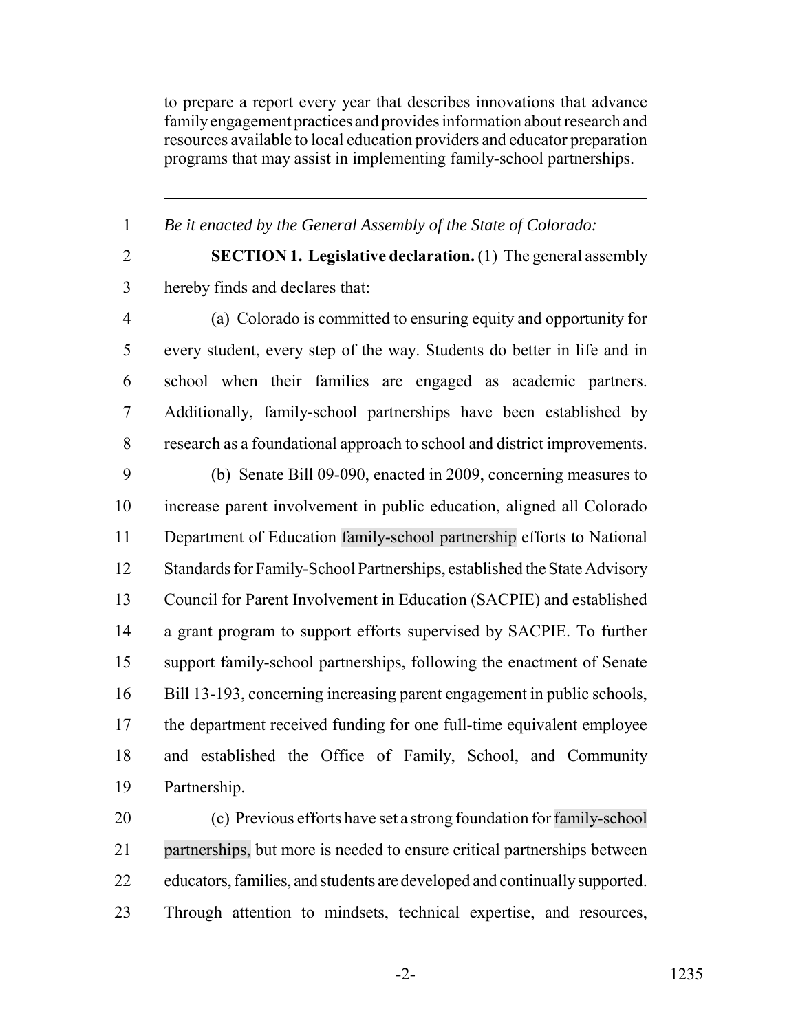to prepare a report every year that describes innovations that advance family engagement practices and provides information about research and resources available to local education providers and educator preparation programs that may assist in implementing family-school partnerships.

---

*Be it enacted by the General Assembly of the State of Colorado:*

**SECTION 1. Legislative declaration.** (1) The general assembly hereby finds and declares that:

(a) Colorado is committed to ensuring equity and opportunity for every student, every step of the way. Students do better in life and in school when their families are engaged as academic partners. Additionally, family-school partnerships have been established by research as a foundational approach to school and district improvements.

(b) Senate Bill 09-090, enacted in 2009, concerning measures to increase parent involvement in public education, aligned all Colorado Department of Education family-school partnership efforts to National Standards for Family-School Partnerships, established the State Advisory Council for Parent Involvement in Education (SACPIE) and established a grant program to support efforts supervised by SACPIE. To further support family-school partnerships, following the enactment of Senate Bill 13-193, concerning increasing parent engagement in public schools, the department received funding for one full-time equivalent employee and established the Office of Family, School, and Community Partnership.

(c) Previous efforts have set a strong foundation for family-school partnerships, but more is needed to ensure critical partnerships between educators, families, and students are developed and continually supported. Through attention to mindsets, technical expertise, and resources,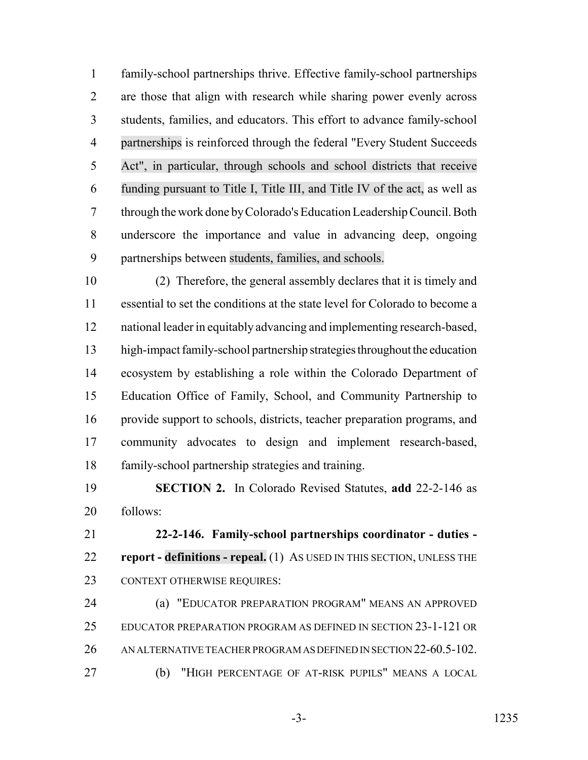family-school partnerships thrive. Effective family-school partnerships are those that align with research while sharing power evenly across students, families, and educators. This effort to advance family-school partnerships is reinforced through the federal "Every Student Succeeds Act", in particular, through schools and school districts that receive funding pursuant to Title I, Title III, and Title IV of the act, as well as through the work done by Colorado's Education Leadership Council. Both underscore the importance and value in advancing deep, ongoing partnerships between students, families, and schools.

(2) Therefore, the general assembly declares that it is timely and essential to set the conditions at the state level for Colorado to become a national leader in equitably advancing and implementing research-based, high-impact family-school partnership strategies throughout the education ecosystem by establishing a role within the Colorado Department of Education Office of Family, School, and Community Partnership to provide support to schools, districts, teacher preparation programs, and community advocates to design and implement research-based, family-school partnership strategies and training.

**SECTION 2.** In Colorado Revised Statutes, **add** 22-2-146 as follows:

**22-2-146. Family-school partnerships coordinator - duties - report - definitions - repeal.** (1) AS USED IN THIS SECTION, UNLESS THE CONTEXT OTHERWISE REQUIRES:

(a) "EDUCATOR PREPARATION PROGRAM" MEANS AN APPROVED EDUCATOR PREPARATION PROGRAM AS DEFINED IN SECTION 23-1-121 OR AN ALTERNATIVE TEACHER PROGRAM AS DEFINED IN SECTION 22-60.5-102.

(b) "HIGH PERCENTAGE OF AT-RISK PUPILS" MEANS A LOCAL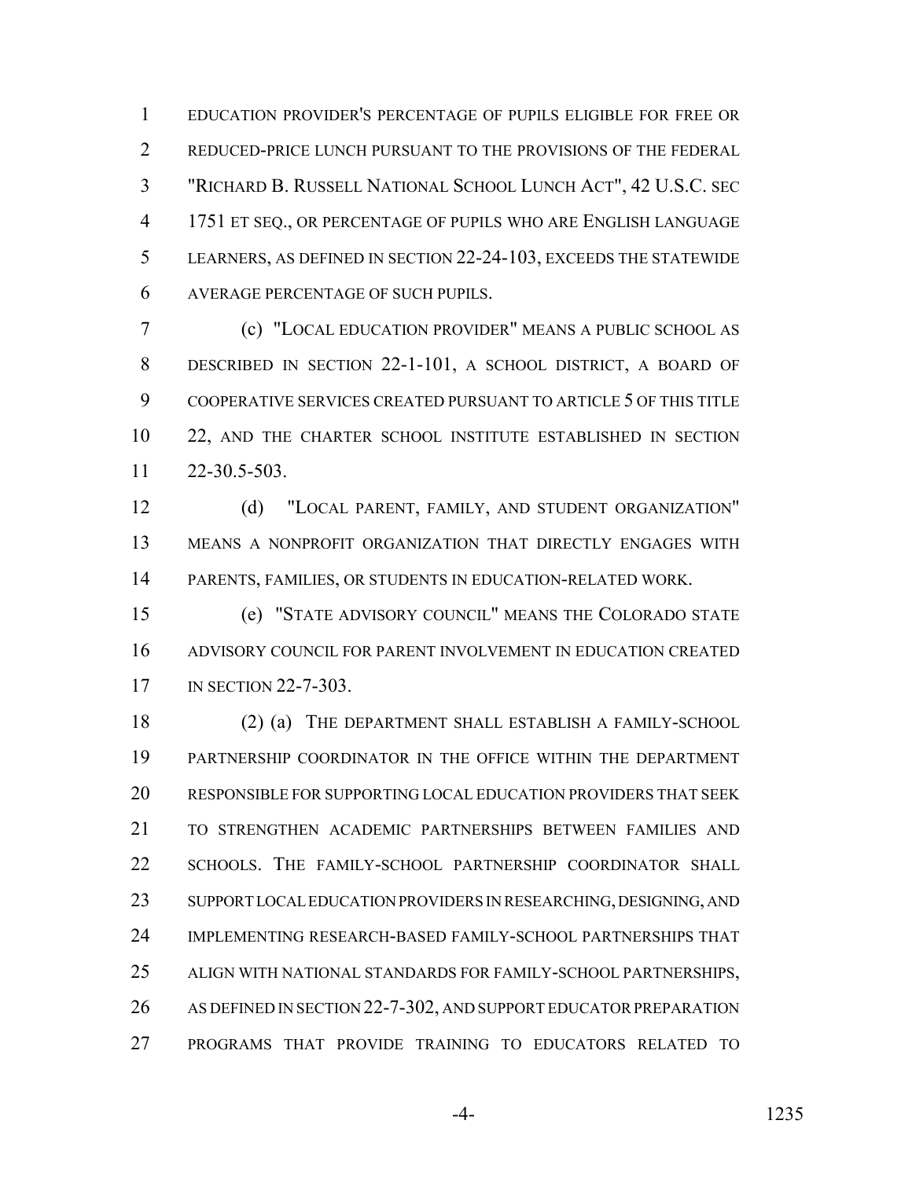EDUCATION PROVIDER'S PERCENTAGE OF PUPILS ELIGIBLE FOR FREE OR REDUCED-PRICE LUNCH PURSUANT TO THE PROVISIONS OF THE FEDERAL "RICHARD B. RUSSELL NATIONAL SCHOOL LUNCH ACT", 42 U.S.C. SEC 1751 ET SEQ., OR PERCENTAGE OF PUPILS WHO ARE ENGLISH LANGUAGE LEARNERS, AS DEFINED IN SECTION 22-24-103, EXCEEDS THE STATEWIDE AVERAGE PERCENTAGE OF SUCH PUPILS.

(c) "LOCAL EDUCATION PROVIDER" MEANS A PUBLIC SCHOOL AS DESCRIBED IN SECTION 22-1-101, A SCHOOL DISTRICT, A BOARD OF COOPERATIVE SERVICES CREATED PURSUANT TO ARTICLE 5 OF THIS TITLE 22, AND THE CHARTER SCHOOL INSTITUTE ESTABLISHED IN SECTION 22-30.5-503.

(d) "LOCAL PARENT, FAMILY, AND STUDENT ORGANIZATION" MEANS A NONPROFIT ORGANIZATION THAT DIRECTLY ENGAGES WITH PARENTS, FAMILIES, OR STUDENTS IN EDUCATION-RELATED WORK.

(e) "STATE ADVISORY COUNCIL" MEANS THE COLORADO STATE ADVISORY COUNCIL FOR PARENT INVOLVEMENT IN EDUCATION CREATED IN SECTION 22-7-303.

(2) (a) THE DEPARTMENT SHALL ESTABLISH A FAMILY-SCHOOL PARTNERSHIP COORDINATOR IN THE OFFICE WITHIN THE DEPARTMENT RESPONSIBLE FOR SUPPORTING LOCAL EDUCATION PROVIDERS THAT SEEK TO STRENGTHEN ACADEMIC PARTNERSHIPS BETWEEN FAMILIES AND SCHOOLS. THE FAMILY-SCHOOL PARTNERSHIP COORDINATOR SHALL SUPPORT LOCAL EDUCATION PROVIDERS IN RESEARCHING, DESIGNING, AND IMPLEMENTING RESEARCH-BASED FAMILY-SCHOOL PARTNERSHIPS THAT ALIGN WITH NATIONAL STANDARDS FOR FAMILY-SCHOOL PARTNERSHIPS, AS DEFINED IN SECTION 22-7-302, AND SUPPORT EDUCATOR PREPARATION PROGRAMS THAT PROVIDE TRAINING TO EDUCATORS RELATED TO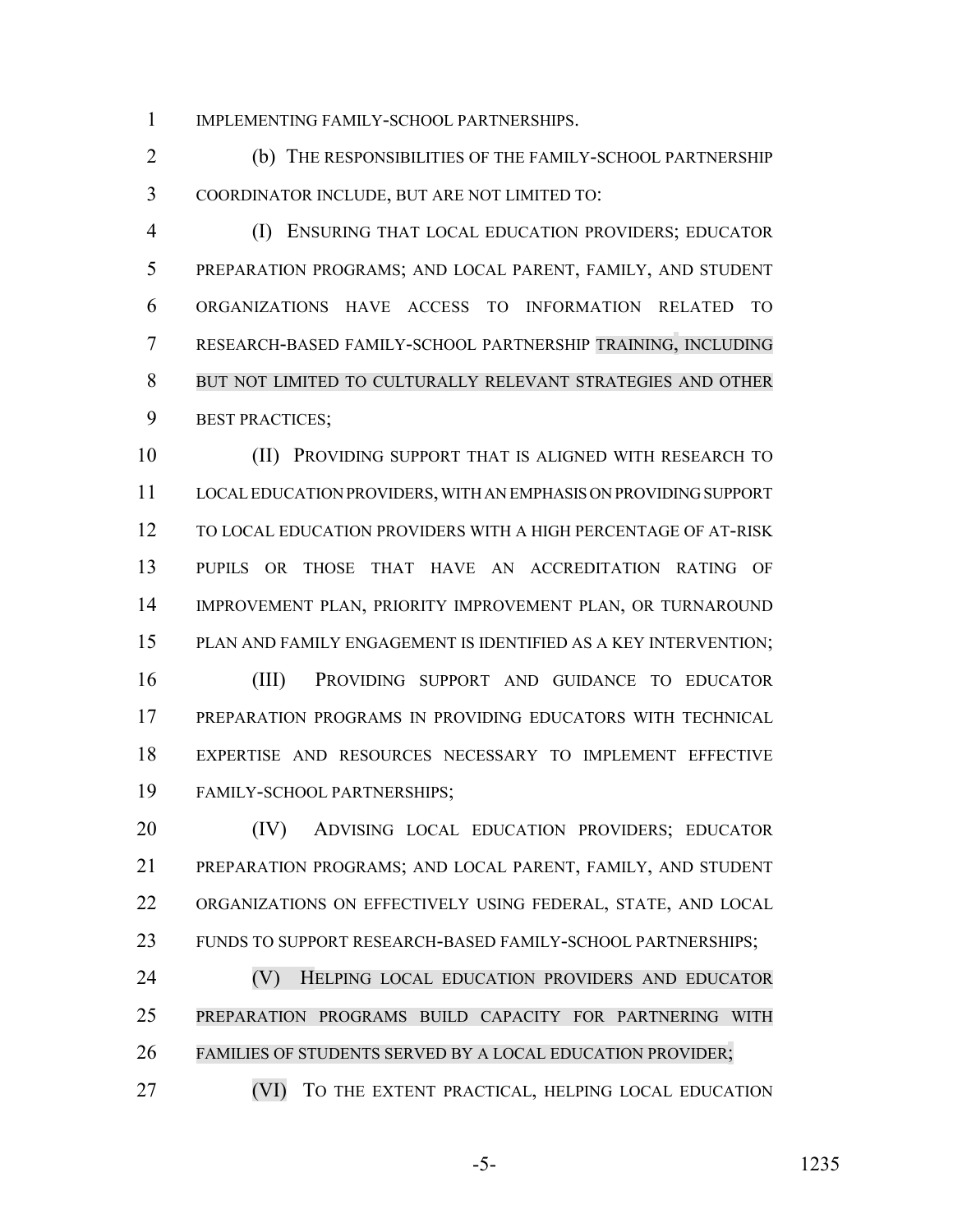IMPLEMENTING FAMILY-SCHOOL PARTNERSHIPS.

(b) THE RESPONSIBILITIES OF THE FAMILY-SCHOOL PARTNERSHIP COORDINATOR INCLUDE, BUT ARE NOT LIMITED TO:

(I) ENSURING THAT LOCAL EDUCATION PROVIDERS; EDUCATOR PREPARATION PROGRAMS; AND LOCAL PARENT, FAMILY, AND STUDENT ORGANIZATIONS HAVE ACCESS TO INFORMATION RELATED TO RESEARCH-BASED FAMILY-SCHOOL PARTNERSHIP TRAINING, INCLUDING BUT NOT LIMITED TO CULTURALLY RELEVANT STRATEGIES AND OTHER BEST PRACTICES;

(II) PROVIDING SUPPORT THAT IS ALIGNED WITH RESEARCH TO LOCAL EDUCATION PROVIDERS, WITH AN EMPHASIS ON PROVIDING SUPPORT TO LOCAL EDUCATION PROVIDERS WITH A HIGH PERCENTAGE OF AT-RISK PUPILS OR THOSE THAT HAVE AN ACCREDITATION RATING OF IMPROVEMENT PLAN, PRIORITY IMPROVEMENT PLAN, OR TURNAROUND PLAN AND FAMILY ENGAGEMENT IS IDENTIFIED AS A KEY INTERVENTION;

(III) PROVIDING SUPPORT AND GUIDANCE TO EDUCATOR PREPARATION PROGRAMS IN PROVIDING EDUCATORS WITH TECHNICAL EXPERTISE AND RESOURCES NECESSARY TO IMPLEMENT EFFECTIVE FAMILY-SCHOOL PARTNERSHIPS;

(IV) ADVISING LOCAL EDUCATION PROVIDERS; EDUCATOR PREPARATION PROGRAMS; AND LOCAL PARENT, FAMILY, AND STUDENT ORGANIZATIONS ON EFFECTIVELY USING FEDERAL, STATE, AND LOCAL FUNDS TO SUPPORT RESEARCH-BASED FAMILY-SCHOOL PARTNERSHIPS;

(V) HELPING LOCAL EDUCATION PROVIDERS AND EDUCATOR PREPARATION PROGRAMS BUILD CAPACITY FOR PARTNERING WITH FAMILIES OF STUDENTS SERVED BY A LOCAL EDUCATION PROVIDER;

(VI) TO THE EXTENT PRACTICAL, HELPING LOCAL EDUCATION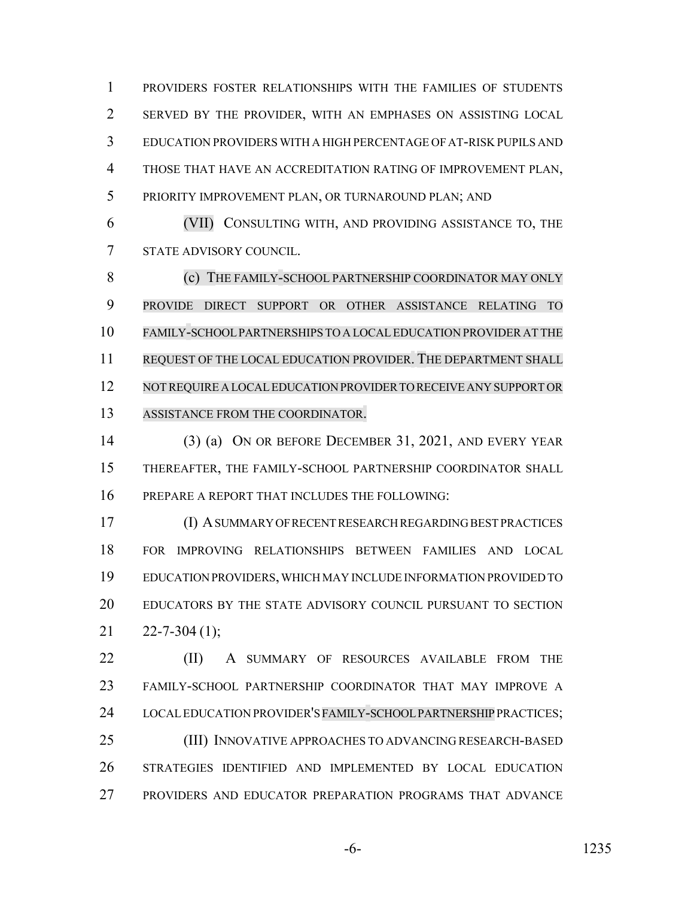PROVIDERS FOSTER RELATIONSHIPS WITH THE FAMILIES OF STUDENTS SERVED BY THE PROVIDER, WITH AN EMPHASES ON ASSISTING LOCAL EDUCATION PROVIDERS WITH A HIGH PERCENTAGE OF AT-RISK PUPILS AND THOSE THAT HAVE AN ACCREDITATION RATING OF IMPROVEMENT PLAN, PRIORITY IMPROVEMENT PLAN, OR TURNAROUND PLAN; AND

(VII) CONSULTING WITH, AND PROVIDING ASSISTANCE TO, THE STATE ADVISORY COUNCIL.

(c) THE FAMILY-SCHOOL PARTNERSHIP COORDINATOR MAY ONLY PROVIDE DIRECT SUPPORT OR OTHER ASSISTANCE RELATING TO FAMILY-SCHOOL PARTNERSHIPS TO A LOCAL EDUCATION PROVIDER AT THE REQUEST OF THE LOCAL EDUCATION PROVIDER. THE DEPARTMENT SHALL NOT REQUIRE A LOCAL EDUCATION PROVIDER TO RECEIVE ANY SUPPORT OR ASSISTANCE FROM THE COORDINATOR.

(3) (a) ON OR BEFORE DECEMBER 31, 2021, AND EVERY YEAR THEREAFTER, THE FAMILY-SCHOOL PARTNERSHIP COORDINATOR SHALL PREPARE A REPORT THAT INCLUDES THE FOLLOWING:

(I) A SUMMARY OF RECENT RESEARCH REGARDING BEST PRACTICES FOR IMPROVING RELATIONSHIPS BETWEEN FAMILIES AND LOCAL EDUCATION PROVIDERS, WHICH MAY INCLUDE INFORMATION PROVIDED TO EDUCATORS BY THE STATE ADVISORY COUNCIL PURSUANT TO SECTION 22-7-304 (1);

(II) A SUMMARY OF RESOURCES AVAILABLE FROM THE FAMILY-SCHOOL PARTNERSHIP COORDINATOR THAT MAY IMPROVE A LOCAL EDUCATION PROVIDER'S FAMILY-SCHOOL PARTNERSHIP PRACTICES;

(III) INNOVATIVE APPROACHES TO ADVANCING RESEARCH-BASED STRATEGIES IDENTIFIED AND IMPLEMENTED BY LOCAL EDUCATION PROVIDERS AND EDUCATOR PREPARATION PROGRAMS THAT ADVANCE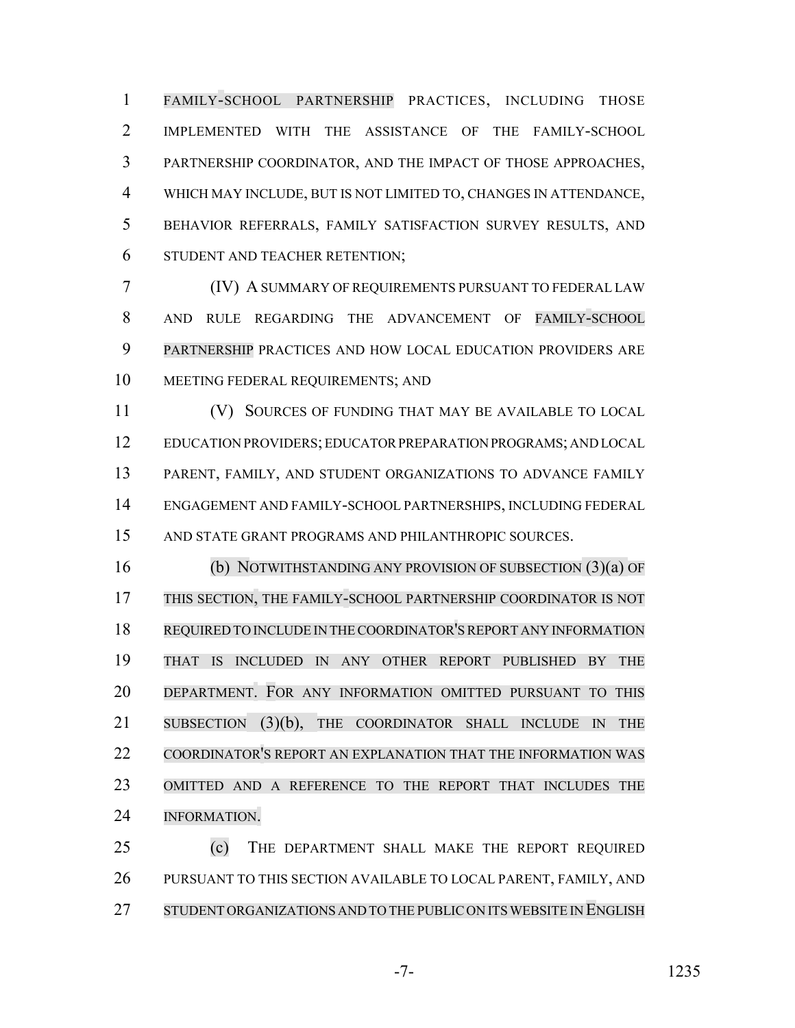FAMILY-SCHOOL PARTNERSHIP PRACTICES, INCLUDING THOSE IMPLEMENTED WITH THE ASSISTANCE OF THE FAMILY-SCHOOL PARTNERSHIP COORDINATOR, AND THE IMPACT OF THOSE APPROACHES, WHICH MAY INCLUDE, BUT IS NOT LIMITED TO, CHANGES IN ATTENDANCE, BEHAVIOR REFERRALS, FAMILY SATISFACTION SURVEY RESULTS, AND STUDENT AND TEACHER RETENTION;

(IV) A SUMMARY OF REQUIREMENTS PURSUANT TO FEDERAL LAW AND RULE REGARDING THE ADVANCEMENT OF FAMILY-SCHOOL PARTNERSHIP PRACTICES AND HOW LOCAL EDUCATION PROVIDERS ARE MEETING FEDERAL REQUIREMENTS; AND

(V) SOURCES OF FUNDING THAT MAY BE AVAILABLE TO LOCAL EDUCATION PROVIDERS; EDUCATOR PREPARATION PROGRAMS; AND LOCAL PARENT, FAMILY, AND STUDENT ORGANIZATIONS TO ADVANCE FAMILY ENGAGEMENT AND FAMILY-SCHOOL PARTNERSHIPS, INCLUDING FEDERAL AND STATE GRANT PROGRAMS AND PHILANTHROPIC SOURCES.

(b) NOTWITHSTANDING ANY PROVISION OF SUBSECTION (3)(a) OF THIS SECTION, THE FAMILY-SCHOOL PARTNERSHIP COORDINATOR IS NOT REQUIRED TO INCLUDE IN THE COORDINATOR'S REPORT ANY INFORMATION THAT IS INCLUDED IN ANY OTHER REPORT PUBLISHED BY THE DEPARTMENT. FOR ANY INFORMATION OMITTED PURSUANT TO THIS SUBSECTION (3)(b), THE COORDINATOR SHALL INCLUDE IN THE COORDINATOR'S REPORT AN EXPLANATION THAT THE INFORMATION WAS OMITTED AND A REFERENCE TO THE REPORT THAT INCLUDES THE INFORMATION.

(c) THE DEPARTMENT SHALL MAKE THE REPORT REQUIRED PURSUANT TO THIS SECTION AVAILABLE TO LOCAL PARENT, FAMILY, AND STUDENT ORGANIZATIONS AND TO THE PUBLIC ON ITS WEBSITE IN ENGLISH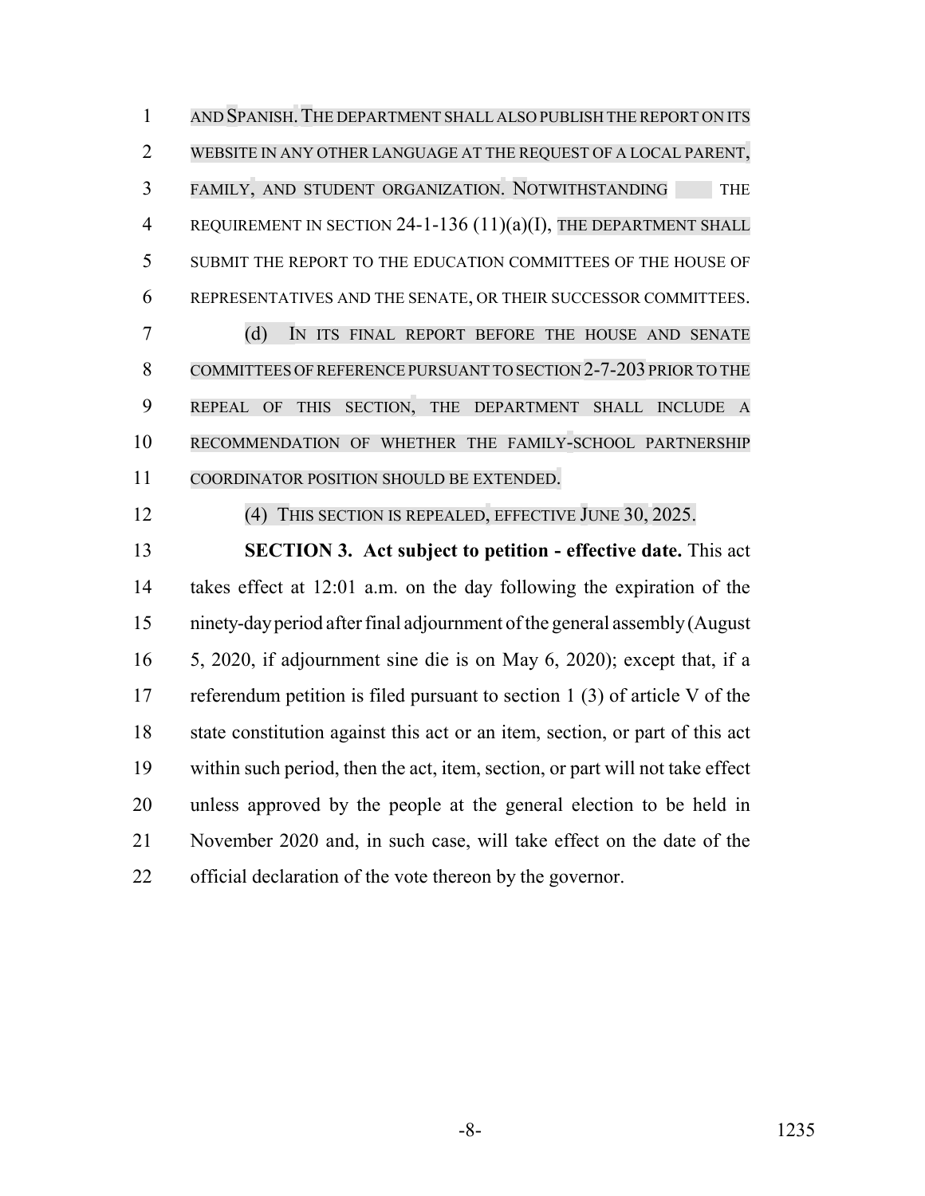AND SPANISH. THE DEPARTMENT SHALL ALSO PUBLISH THE REPORT ON ITS WEBSITE IN ANY OTHER LANGUAGE AT THE REQUEST OF A LOCAL PARENT, FAMILY, AND STUDENT ORGANIZATION. NOTWITHSTANDING THE REQUIREMENT IN SECTION 24-1-136 (11)(a)(I), THE DEPARTMENT SHALL SUBMIT THE REPORT TO THE EDUCATION COMMITTEES OF THE HOUSE OF REPRESENTATIVES AND THE SENATE, OR THEIR SUCCESSOR COMMITTEES.

(d) IN ITS FINAL REPORT BEFORE THE HOUSE AND SENATE COMMITTEES OF REFERENCE PURSUANT TO SECTION 2-7-203 PRIOR TO THE REPEAL OF THIS SECTION, THE DEPARTMENT SHALL INCLUDE A RECOMMENDATION OF WHETHER THE FAMILY-SCHOOL PARTNERSHIP COORDINATOR POSITION SHOULD BE EXTENDED.

(4) THIS SECTION IS REPEALED, EFFECTIVE JUNE 30, 2025.

**SECTION 3. Act subject to petition - effective date.** This act takes effect at 12:01 a.m. on the day following the expiration of the ninety-day period after final adjournment of the general assembly (August 5, 2020, if adjournment sine die is on May 6, 2020); except that, if a referendum petition is filed pursuant to section 1 (3) of article V of the state constitution against this act or an item, section, or part of this act within such period, then the act, item, section, or part will not take effect unless approved by the people at the general election to be held in November 2020 and, in such case, will take effect on the date of the official declaration of the vote thereon by the governor.